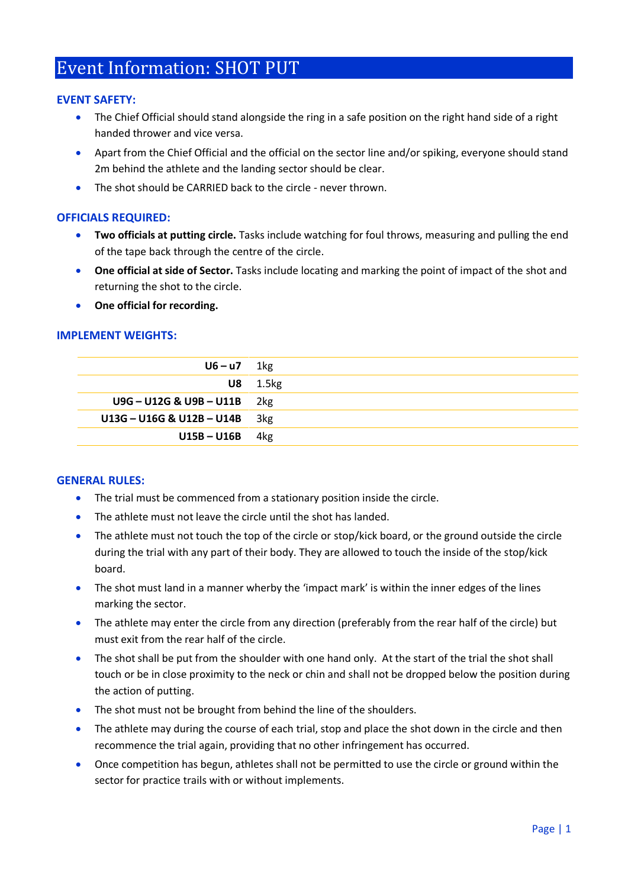# Event Information: SHOT PUT

## EVENT SAFETY:

- The Chief Official should stand alongside the ring in a safe position on the right hand side of a right handed thrower and vice versa.
- Apart from the Chief Official and the official on the sector line and/or spiking, everyone should stand 2m behind the athlete and the landing sector should be clear.
- The shot should be CARRIED back to the circle - never thrown.

## OFFICIALS REQUIRED:

- **Two officials at putting circle.** Tasks include watching for foul throws, measuring and pulling the end of the tape back through the centre of the circle.
- **One official at side of Sector.** Tasks include locating and marking the point of impact of the shot and returning the shot to the circle.
- **One official for recording.**

## IMPLEMENT WEIGHTS:

| | |
|---|---|
| **U6 – u7** | 1kg |
| **U8** | 1.5kg |
| **U9G – U12G & U9B – U11B** | 2kg |
| **U13G – U16G & U12B – U14B** | 3kg |
| **U15B – U16B** | 4kg |

## GENERAL RULES:

- The trial must be commenced from a stationary position inside the circle.
- The athlete must not leave the circle until the shot has landed.
- The athlete must not touch the top of the circle or stop/kick board, or the ground outside the circle during the trial with any part of their body. They are allowed to touch the inside of the stop/kick board.
- The shot must land in a manner wherby the 'impact mark' is within the inner edges of the lines marking the sector.
- The athlete may enter the circle from any direction (preferably from the rear half of the circle) but must exit from the rear half of the circle.
- The shot shall be put from the shoulder with one hand only. At the start of the trial the shot shall touch or be in close proximity to the neck or chin and shall not be dropped below the position during the action of putting.
- The shot must not be brought from behind the line of the shoulders.
- The athlete may during the course of each trial, stop and place the shot down in the circle and then recommence the trial again, providing that no other infringement has occurred.
- Once competition has begun, athletes shall not be permitted to use the circle or ground within the sector for practice trails with or without implements.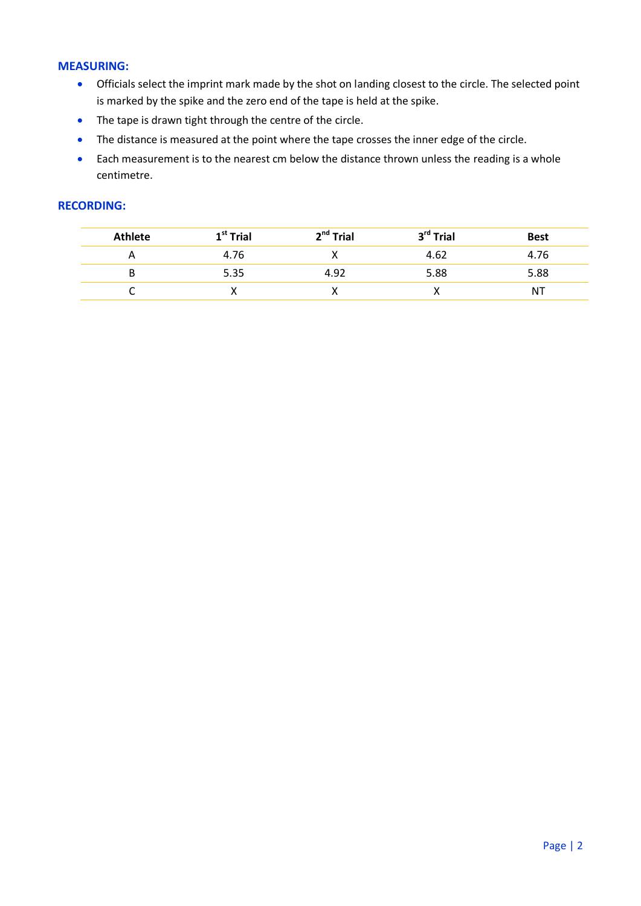## MEASURING:

- Officials select the imprint mark made by the shot on landing closest to the circle. The selected point is marked by the spike and the zero end of the tape is held at the spike.
- The tape is drawn tight through the centre of the circle.
- The distance is measured at the point where the tape crosses the inner edge of the circle.
- Each measurement is to the nearest cm below the distance thrown unless the reading is a whole centimetre.

## RECORDING:

| Athlete | 1st Trial | 2nd Trial | 3rd Trial | Best |
|---|---|---|---|---|
| A | 4.76 | X | 4.62 | 4.76 |
| B | 5.35 | 4.92 | 5.88 | 5.88 |
| C | X | X | X | NT |